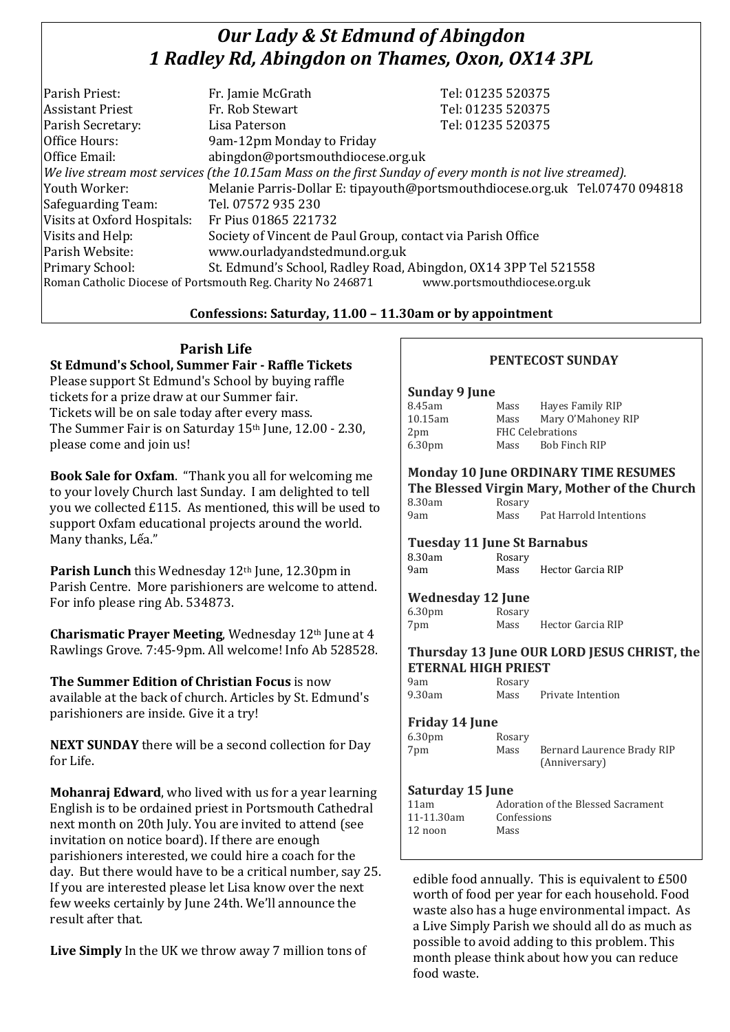# *Our Lady & St Edmund of Abingdon*
# *1 Radley Rd, Abingdon on Thames, Oxon, OX14 3PL*

| | | |
|---|---|---|
| Parish Priest: | Fr. Jamie McGrath | Tel: 01235 520375 |
| Assistant Priest | Fr. Rob Stewart | Tel: 01235 520375 |
| Parish Secretary: | Lisa Paterson | Tel: 01235 520375 |
| Office Hours: | 9am-12pm Monday to Friday | |
| Office Email: | abingdon@portsmouthdiocese.org.uk | |

*We live stream most services (the 10.15am Mass on the first Sunday of every month is not live streamed).*

| | |
|---|---|
| Youth Worker: | Melanie Parris-Dollar E: tipayouth@portsmouthdiocese.org.uk Tel.07470 094818 |
| Safeguarding Team: | Tel. 07572 935 230 |
| Visits at Oxford Hospitals: | Fr Pius 01865 221732 |
| Visits and Help: | Society of Vincent de Paul Group, contact via Parish Office |
| Parish Website: | www.ourladyandstedmund.org.uk |
| Primary School: | St. Edmund's School, Radley Road, Abingdon, OX14 3PP Tel 521558 |

Roman Catholic Diocese of Portsmouth Reg. Charity No 246871 www.portsmouthdiocese.org.uk

**Confessions: Saturday, 11.00 – 11.30am or by appointment**

## Parish Life

**St Edmund's School, Summer Fair - Raffle Tickets**
Please support St Edmund's School by buying raffle tickets for a prize draw at our Summer fair. Tickets will be on sale today after every mass. The Summer Fair is on Saturday 15th June, 12.00 - 2.30, please come and join us!

**Book Sale for Oxfam**. "Thank you all for welcoming me to your lovely Church last Sunday. I am delighted to tell you we collected £115. As mentioned, this will be used to support Oxfam educational projects around the world. Many thanks, Lḗa."

**Parish Lunch** this Wednesday 12th June, 12.30pm in Parish Centre. More parishioners are welcome to attend. For info please ring Ab. 534873.

**Charismatic Prayer Meeting**, Wednesday 12th June at 4 Rawlings Grove. 7:45-9pm. All welcome! Info Ab 528528.

**The Summer Edition of Christian Focus** is now available at the back of church. Articles by St. Edmund's parishioners are inside. Give it a try!

**NEXT SUNDAY** there will be a second collection for Day for Life.

**Mohanraj Edward**, who lived with us for a year learning English is to be ordained priest in Portsmouth Cathedral next month on 20th July. You are invited to attend (see invitation on notice board). If there are enough parishioners interested, we could hire a coach for the day. But there would have to be a critical number, say 25. If you are interested please let Lisa know over the next few weeks certainly by June 24th. We'll announce the result after that.

**Live Simply** In the UK we throw away 7 million tons of edible food annually. This is equivalent to £500 worth of food per year for each household. Food waste also has a huge environmental impact. As a Live Simply Parish we should all do as much as possible to avoid adding to this problem. This month please think about how you can reduce food waste.

## PENTECOST SUNDAY

**Sunday 9 June**

| | | |
|---|---|---|
| 8.45am | Mass | Hayes Family RIP |
| 10.15am | Mass | Mary O'Mahoney RIP |
| 2pm | FHC Celebrations | |
| 6.30pm | Mass | Bob Finch RIP |

**Monday 10 June ORDINARY TIME RESUMES**
**The Blessed Virgin Mary, Mother of the Church**

| | | |
|---|---|---|
| 8.30am | Rosary | |
| 9am | Mass | Pat Harrold Intentions |

**Tuesday 11 June St Barnabus**

| | | |
|---|---|---|
| 8.30am | Rosary | |
| 9am | Mass | Hector Garcia RIP |

**Wednesday 12 June**

| | | |
|---|---|---|
| 6.30pm | Rosary | |
| 7pm | Mass | Hector Garcia RIP |

**Thursday 13 June OUR LORD JESUS CHRIST, the ETERNAL HIGH PRIEST**

| | | |
|---|---|---|
| 9am | Rosary | |
| 9.30am | Mass | Private Intention |

**Friday 14 June**

| | | |
|---|---|---|
| 6.30pm | Rosary | |
| 7pm | Mass | Bernard Laurence Brady RIP (Anniversary) |

**Saturday 15 June**

| | |
|---|---|
| 11am | Adoration of the Blessed Sacrament |
| 11-11.30am | Confessions |
| 12 noon | Mass |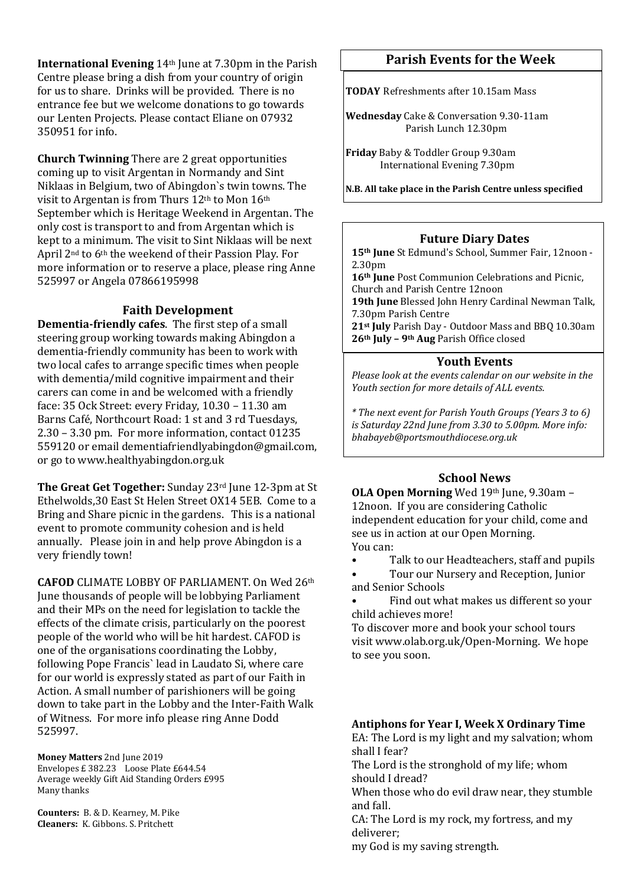**International Evening** 14th June at 7.30pm in the Parish Centre please bring a dish from your country of origin for us to share. Drinks will be provided. There is no entrance fee but we welcome donations to go towards our Lenten Projects. Please contact Eliane on 07932 350951 for info.

**Church Twinning** There are 2 great opportunities coming up to visit Argentan in Normandy and Sint Niklaas in Belgium, two of Abingdon`s twin towns. The visit to Argentan is from Thurs 12th to Mon 16th September which is Heritage Weekend in Argentan. The only cost is transport to and from Argentan which is kept to a minimum. The visit to Sint Niklaas will be next April 2nd to 6th the weekend of their Passion Play. For more information or to reserve a place, please ring Anne 525997 or Angela 07866195998

## Faith Development

**Dementia-friendly cafes**. The first step of a small steering group working towards making Abingdon a dementia-friendly community has been to work with two local cafes to arrange specific times when people with dementia/mild cognitive impairment and their carers can come in and be welcomed with a friendly face: 35 Ock Street: every Friday, 10.30 – 11.30 am Barns Café, Northcourt Road: 1 st and 3 rd Tuesdays, 2.30 – 3.30 pm. For more information, contact 01235 559120 or email dementiafriendlyabingdon@gmail.com, or go to www.healthyabingdon.org.uk

**The Great Get Together:** Sunday 23rd June 12-3pm at St Ethelwolds,30 East St Helen Street OX14 5EB. Come to a Bring and Share picnic in the gardens. This is a national event to promote community cohesion and is held annually. Please join in and help prove Abingdon is a very friendly town!

**CAFOD** CLIMATE LOBBY OF PARLIAMENT. On Wed 26th June thousands of people will be lobbying Parliament and their MPs on the need for legislation to tackle the effects of the climate crisis, particularly on the poorest people of the world who will be hit hardest. CAFOD is one of the organisations coordinating the Lobby, following Pope Francis` lead in Laudato Si, where care for our world is expressly stated as part of our Faith in Action. A small number of parishioners will be going down to take part in the Lobby and the Inter-Faith Walk of Witness. For more info please ring Anne Dodd 525997.

**Money Matters** 2nd June 2019
Envelopes £ 382.23 Loose Plate £644.54
Average weekly Gift Aid Standing Orders £995
Many thanks

**Counters:** B. & D. Kearney, M. Pike
**Cleaners:** K. Gibbons. S. Pritchett

## Parish Events for the Week

**TODAY** Refreshments after 10.15am Mass

**Wednesday** Cake & Conversation 9.30-11am
Parish Lunch 12.30pm

**Friday** Baby & Toddler Group 9.30am
International Evening 7.30pm

**N.B. All take place in the Parish Centre unless specified**

## Future Diary Dates

**15th June** St Edmund's School, Summer Fair, 12noon - 2.30pm
**16th June** Post Communion Celebrations and Picnic, Church and Parish Centre 12noon
**19th June** Blessed John Henry Cardinal Newman Talk, 7.30pm Parish Centre
**21st July** Parish Day - Outdoor Mass and BBQ 10.30am
**26th July – 9th Aug** Parish Office closed

## Youth Events

*Please look at the events calendar on our website in the Youth section for more details of ALL events.*

** The next event for Parish Youth Groups (Years 3 to 6) is Saturday 22nd June from 3.30 to 5.00pm. More info: bhabayeb@portsmouthdiocese.org.uk*

## School News

**OLA Open Morning** Wed 19th June, 9.30am – 12noon. If you are considering Catholic independent education for your child, come and see us in action at our Open Morning.
You can:

- Talk to our Headteachers, staff and pupils
- Tour our Nursery and Reception, Junior and Senior Schools
- Find out what makes us different so your child achieves more!

To discover more and book your school tours visit www.olab.org.uk/Open-Morning. We hope to see you soon.

**Antiphons for Year I, Week X Ordinary Time**
EA: The Lord is my light and my salvation; whom shall I fear?
The Lord is the stronghold of my life; whom should I dread?
When those who do evil draw near, they stumble and fall.
CA: The Lord is my rock, my fortress, and my deliverer;
my God is my saving strength.